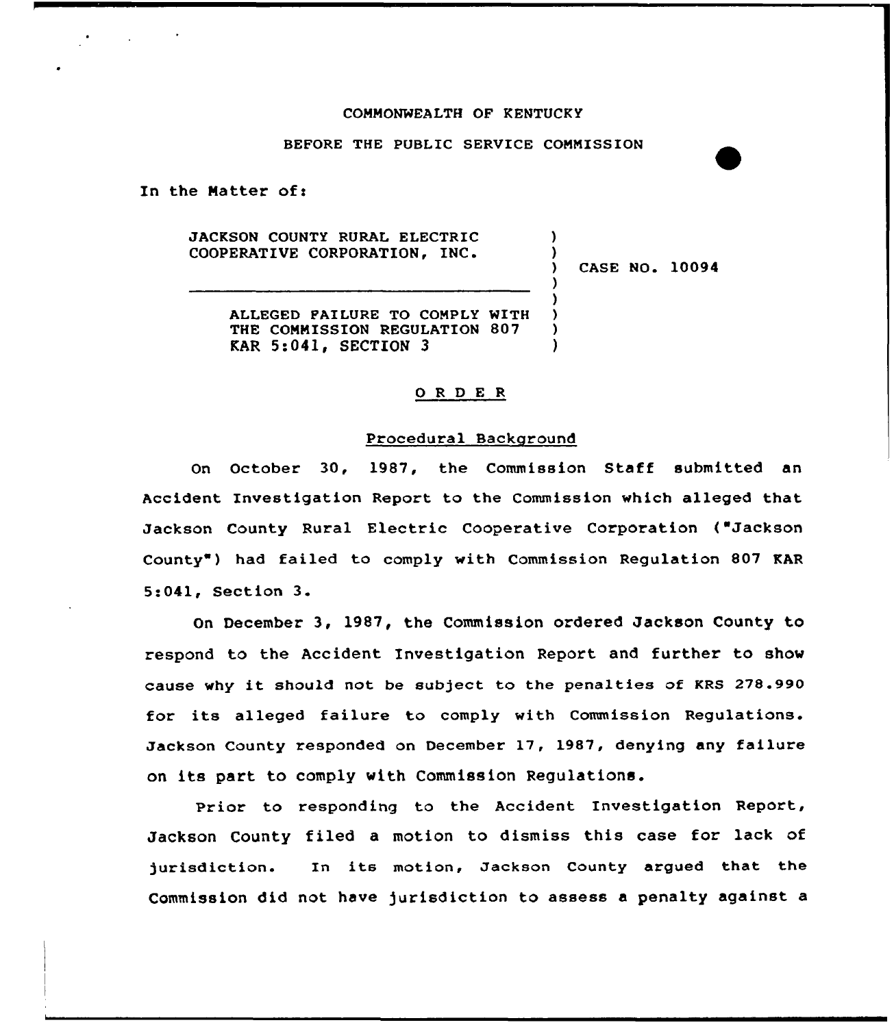COMMONWEALTH OF KENTUCKY

BEFORE THE PUBLIC SERVICE COMMISSION

In the Matter of:

JACKSON COUNTY RURAL ELECTRIC COOPERATIVE CORPORATION, INC.

ALLEGED FAILURE TO COMPLY WITH THE COMMISSION REGULATION 807 KAR 5:041, SECTION 3

CASE NO. 10094

## O R D E R

### Procedural Background

On October 30, 1987, the Commission Staff submitted an Accident Investigation Report to the Commission which alleged that Jackson County Rural Electric Cooperative Corporation ("Jackson County") had failed to comply with Commission Regulation 807 KAR 5:041, Section 3.

On December 3, 1987, the Commission ordered Jackson County to respond to the Accident Investigation Report and further to show cause why it should not be subject to the penalties of KRS 278.990 for its alleged failure to comply with Commission Regulations. Jackson County responded on December 17, 1987, denying any failure on its part to comply with Commission Regulations.

Prior to responding to the Accident Investigation Report, Jackson County filed a motion to dismiss this case for lack of jurisdiction. In its motion, Jackson County argued that the Commission did not have jurisdiction to assess a penalty against a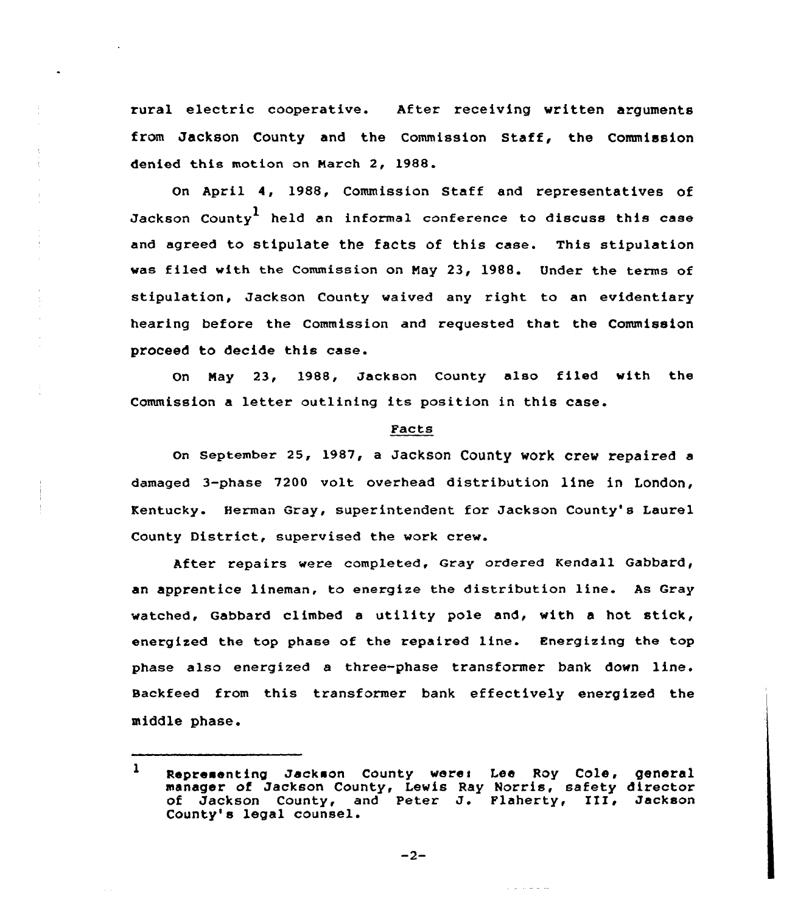rural electric cooperative. After receiving written arguments from Jackson County and the Commission Staff, the Commission denied this motion on March 2, 1988.

On April 4, 1988, Commission Staff and representatives of Jackson County[1] held an informal conference to discuss this case and agreed to stipulate the facts of this case. This stipulation was filed with the Commission on May 23, 1988. Under the terms of stipulation, Jackson County waived any right to an evidentiary hearing before the Commission and requested that the Commission proceed to decide this case.

On May 23, 1988, Jackson County also filed with the Commission a letter outlining its position in this case.

## Facts

On September 25, 1987, a Jackson County work crew repaired a damaged 3-phase 7200 volt overhead distribution line in London, Kentucky. Herman Gray, superintendent for Jackson County's Laurel County District, supervised the work crew.

After repairs were completed, Gray ordered Kendall Gabbard, an apprentice lineman, to energize the distribution line. As Gray watched, Gabbard climbed a utility pole and, with a hot stick, energized the top phase of the repaired line. Energizing the top phase also energized a three-phase transformer bank down line. Backfeed from this transformer bank effectively energized the middle phase.

---

[1] Representing Jackson County were: Lee Roy Cole, general manager of Jackson County, Lewis Ray Norris, safety director of Jackson County, and Peter J. Flaherty, III, Jackson County's legal counsel.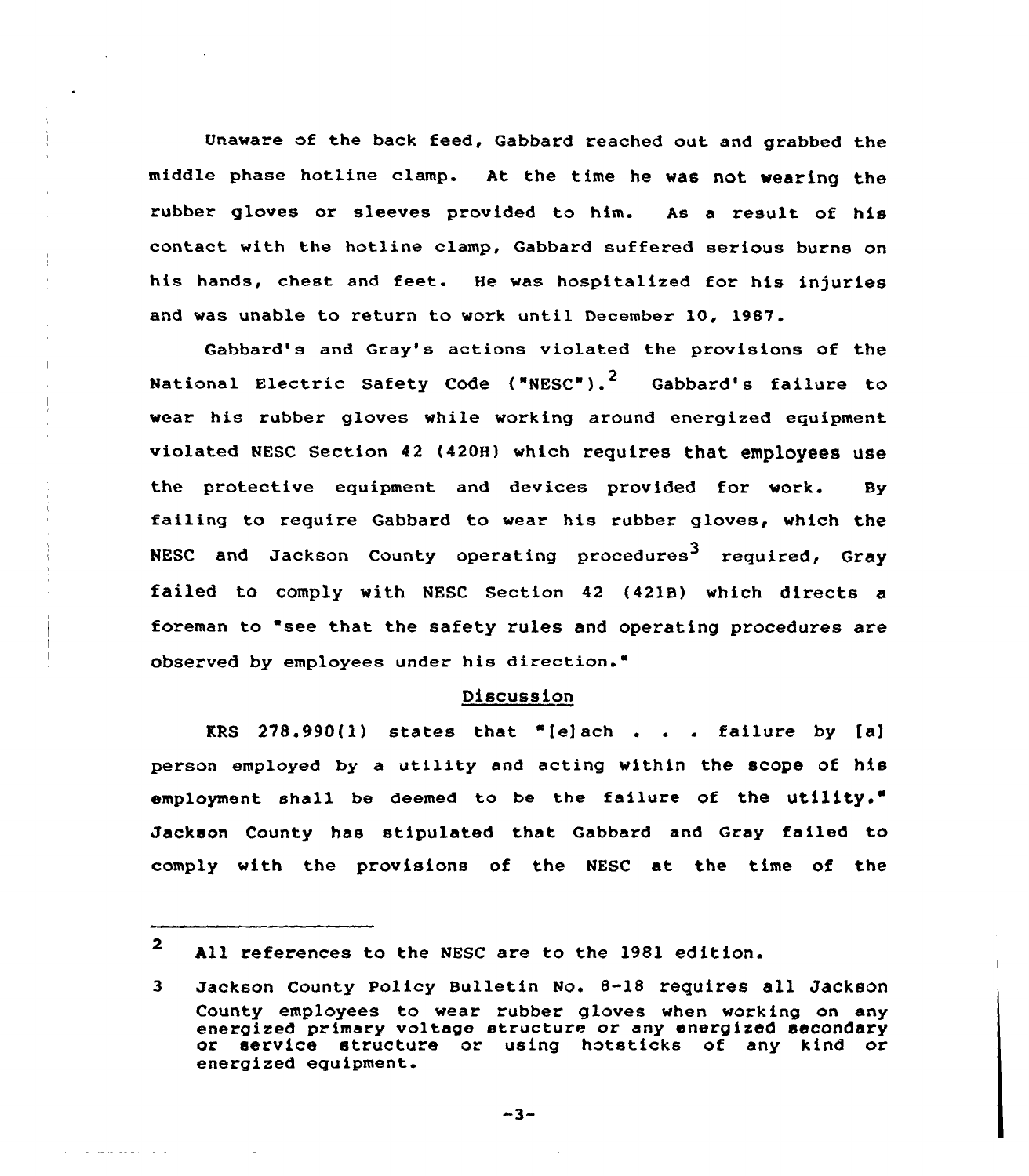Unaware of the back feed, Gabbard reached out and grabbed the middle phase hotline clamp. At the time he was not wearing the rubber gloves or sleeves provided to him. As a result of his contact with the hotline clamp, Gabbard suffered serious burns on his hands, chest and feet. He was hospitalized for his injuries and was unable to return to work until December 10, 1987.

Gabbard's and Gray's actions violated the provisions of the National Electric Safety Code ("NESC").[2] Gabbard's failure to wear his rubber gloves while working around energized equipment violated NESC Section 42 (420H) which requires that employees use the protective equipment and devices provided for work. By failing to require Gabbard to wear his rubber gloves, which the NESC and Jackson County operating procedures[3] required, Gray failed to comply with NESC Section 42 (421B) which directs a foreman to "see that the safety rules and operating procedures are observed by employees under his direction."

## Discussion

KRS 278.990(1) states that "[e]ach . . . failure by [a] person employed by a utility and acting within the scope of his employment shall be deemed to be the failure of the utility." Jackson County has stipulated that Gabbard and Gray failed to comply with the provisions of the NESC at the time of the

---

2 All references to the NESC are to the 1981 edition.

3 Jackson County Policy Bulletin No. 8-18 requires all Jackson County employees to wear rubber gloves when working on any energized primary voltage structure or any energized secondary or service structure or using hotsticks of any kind or energized equipment.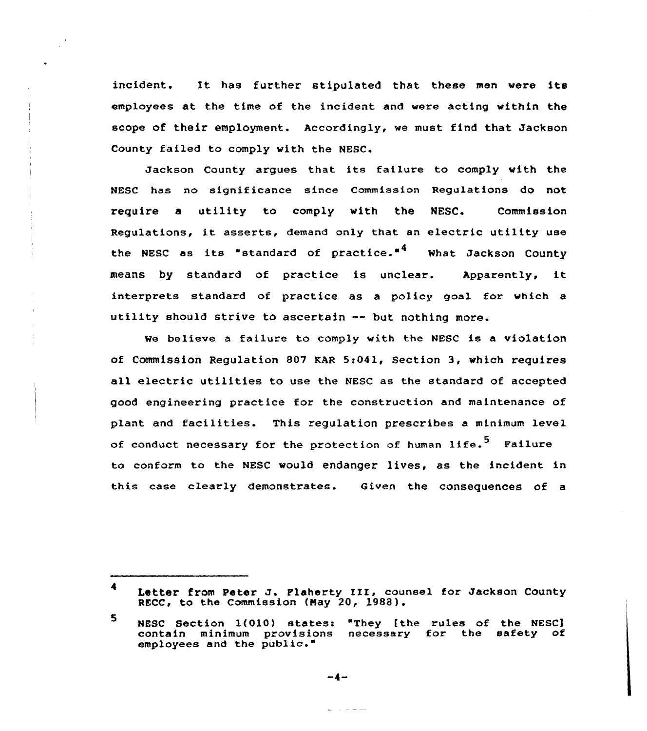incident. It has further stipulated that these men were its employees at the time of the incident and were acting within the scope of their employment. Accordingly, we must find that Jackson County failed to comply with the NESC.

Jackson County argues that its failure to comply with the NESC has no significance since Commission Regulations do not require a utility to comply with the NESC. Commission Regulations, it asserts, demand only that an electric utility use the NESC as its "standard of practice."[4] What Jackson County means by standard of practice is unclear. Apparently, it interprets standard of practice as a policy goal for which a utility should strive to ascertain -- but nothing more.

We believe a failure to comply with the NESC is a violation of Commission Regulation 807 KAR 5:041, Section 3, which requires all electric utilities to use the NESC as the standard of accepted good engineering practice for the construction and maintenance of plant and facilities. This regulation prescribes a minimum level of conduct necessary for the protection of human life.[5] Failure to conform to the NESC would endanger lives, as the incident in this case clearly demonstrates. Given the consequences of a

---

4 Letter from Peter J. Flaherty III, counsel for Jackson County RECC, to the Commission (May 20, 1988).

5 NESC Section 1(010) states: "They [the rules of the NESC] contain minimum provisions necessary for the safety of employees and the public."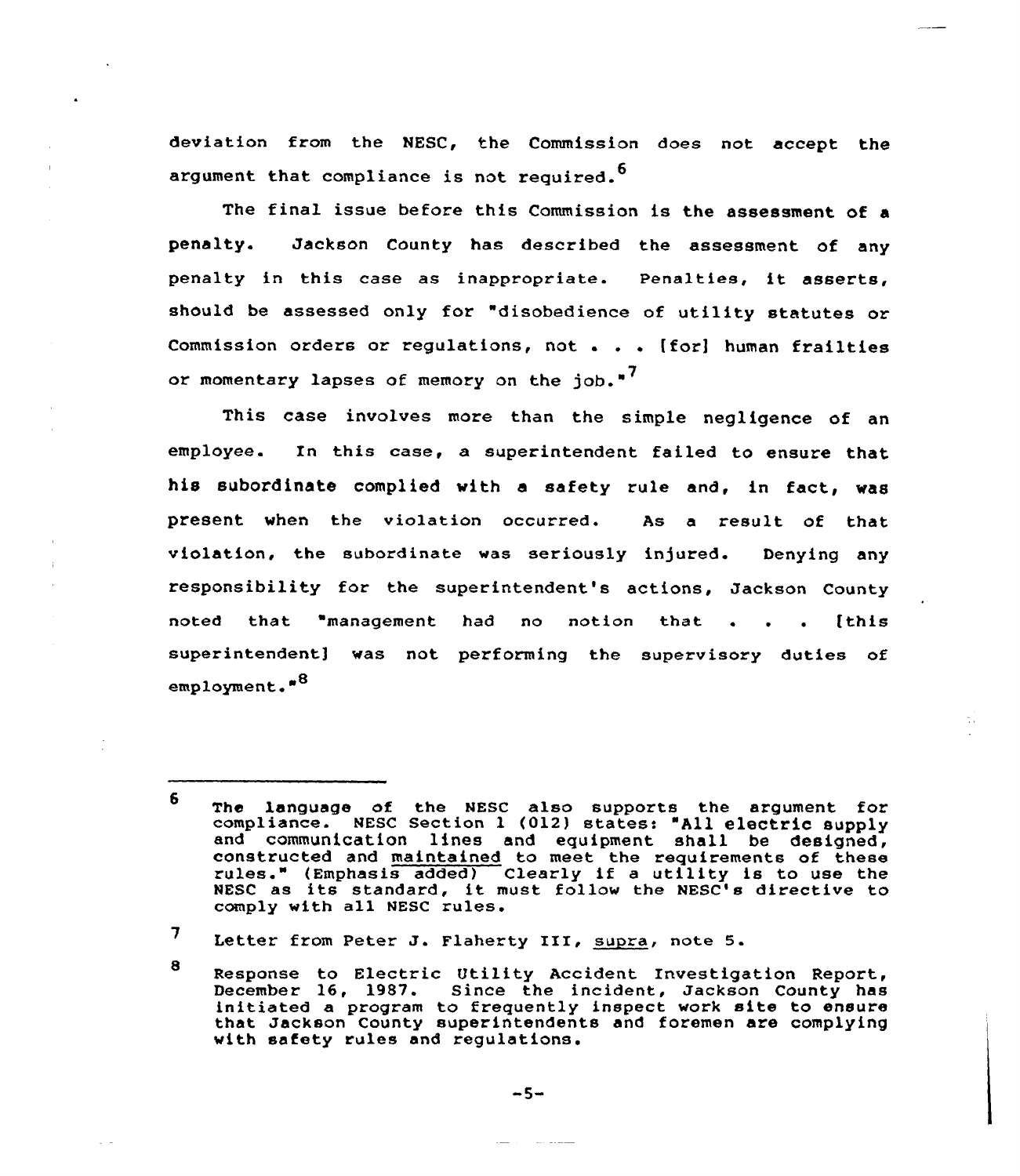deviation from the NESC, the Commission does not accept the argument that compliance is not required.[6]

The final issue before this Commission is the assessment of a penalty. Jackson County has described the assessment of any penalty in this case as inappropriate. Penalties, it asserts, should be assessed only for "disobedience of utility statutes or Commission orders or regulations, not . . . [for] human frailties or momentary lapses of memory on the job."[7]

This case involves more than the simple negligence of an employee. In this case, a superintendent failed to ensure that his subordinate complied with a safety rule and, in fact, was present when the violation occurred. As a result of that violation, the subordinate was seriously injured. Denying any responsibility for the superintendent's actions, Jackson County noted that "management had no notion that . . . [this superintendent] was not performing the supervisory duties of employment."[8]

---

[6] The language of the NESC also supports the argument for compliance. NESC Section 1 (012) states: "All electric supply and communication lines and equipment shall be designed, constructed and maintained to meet the requirements of these rules." (Emphasis added) Clearly if a utility is to use the NESC as its standard, it must follow the NESC's directive to comply with all NESC rules.

[7] Letter from Peter J. Flaherty III, supra, note 5.

[8] Response to Electric Utility Accident Investigation Report, December 16, 1987. Since the incident, Jackson County has initiated a program to frequently inspect work site to ensure that Jackson County superintendents and foremen are complying with safety rules and regulations.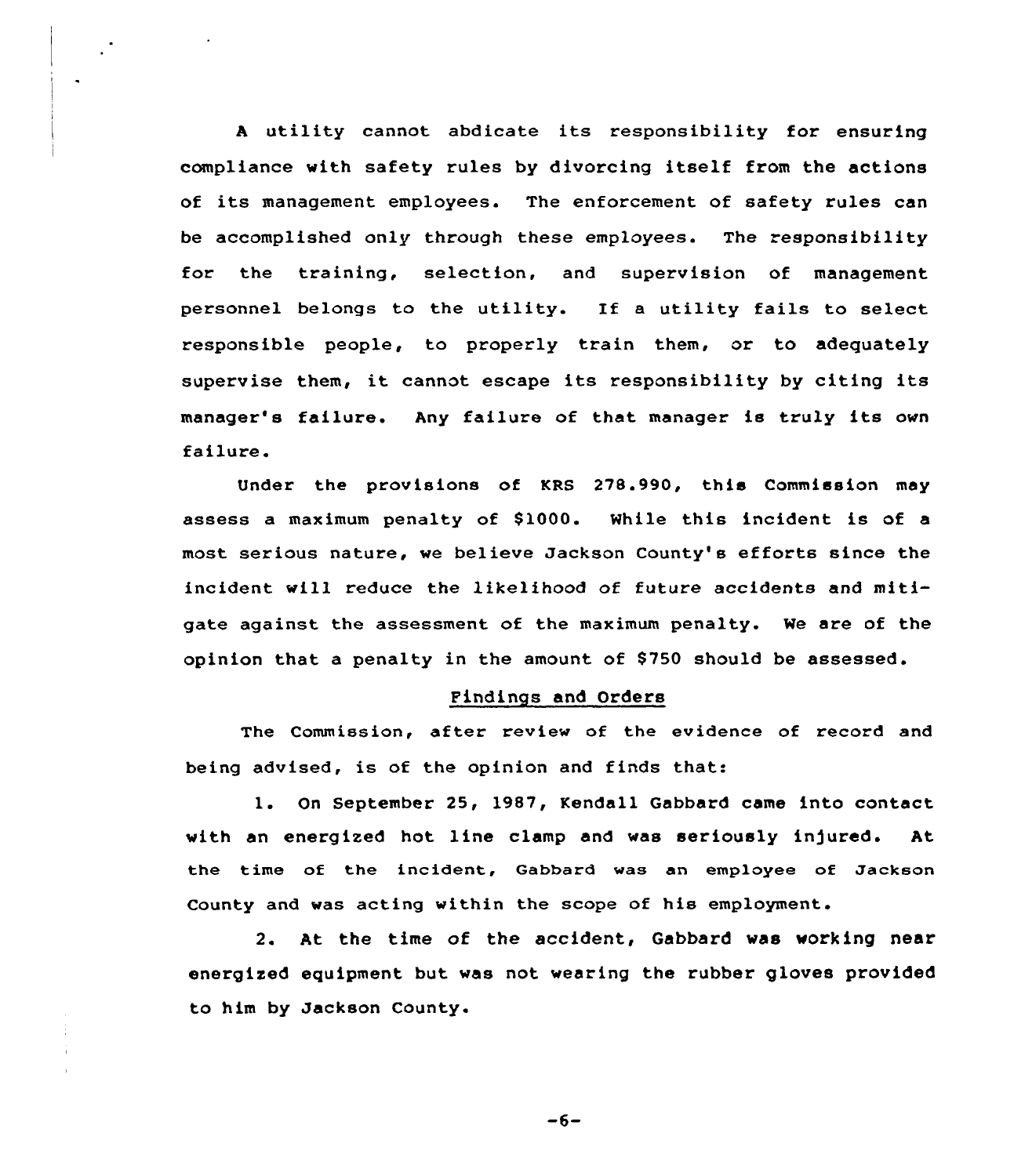A utility cannot abdicate its responsibility for ensuring compliance with safety rules by divorcing itself from the actions of its management employees. The enforcement of safety rules can be accomplished only through these employees. The responsibility for the training, selection, and supervision of management personnel belongs to the utility. If a utility fails to select responsible people, to properly train them, or to adequately supervise them, it cannot escape its responsibility by citing its manager's failure. Any failure of that manager is truly its own failure.

Under the provisions of KRS 278.990, this Commission may assess a maximum penalty of $1000. While this incident is of a most serious nature, we believe Jackson County's efforts since the incident will reduce the likelihood of future accidents and mitigate against the assessment of the maximum penalty. We are of the opinion that a penalty in the amount of $750 should be assessed.

## Findings and Orders

The Commission, after review of the evidence of record and being advised, is of the opinion and finds that:

1. On September 25, 1987, Kendall Gabbard came into contact with an energized hot line clamp and was seriously injured. At the time of the incident, Gabbard was an employee of Jackson County and was acting within the scope of his employment.

2. At the time of the accident, Gabbard was working near energized equipment but was not wearing the rubber gloves provided to him by Jackson County.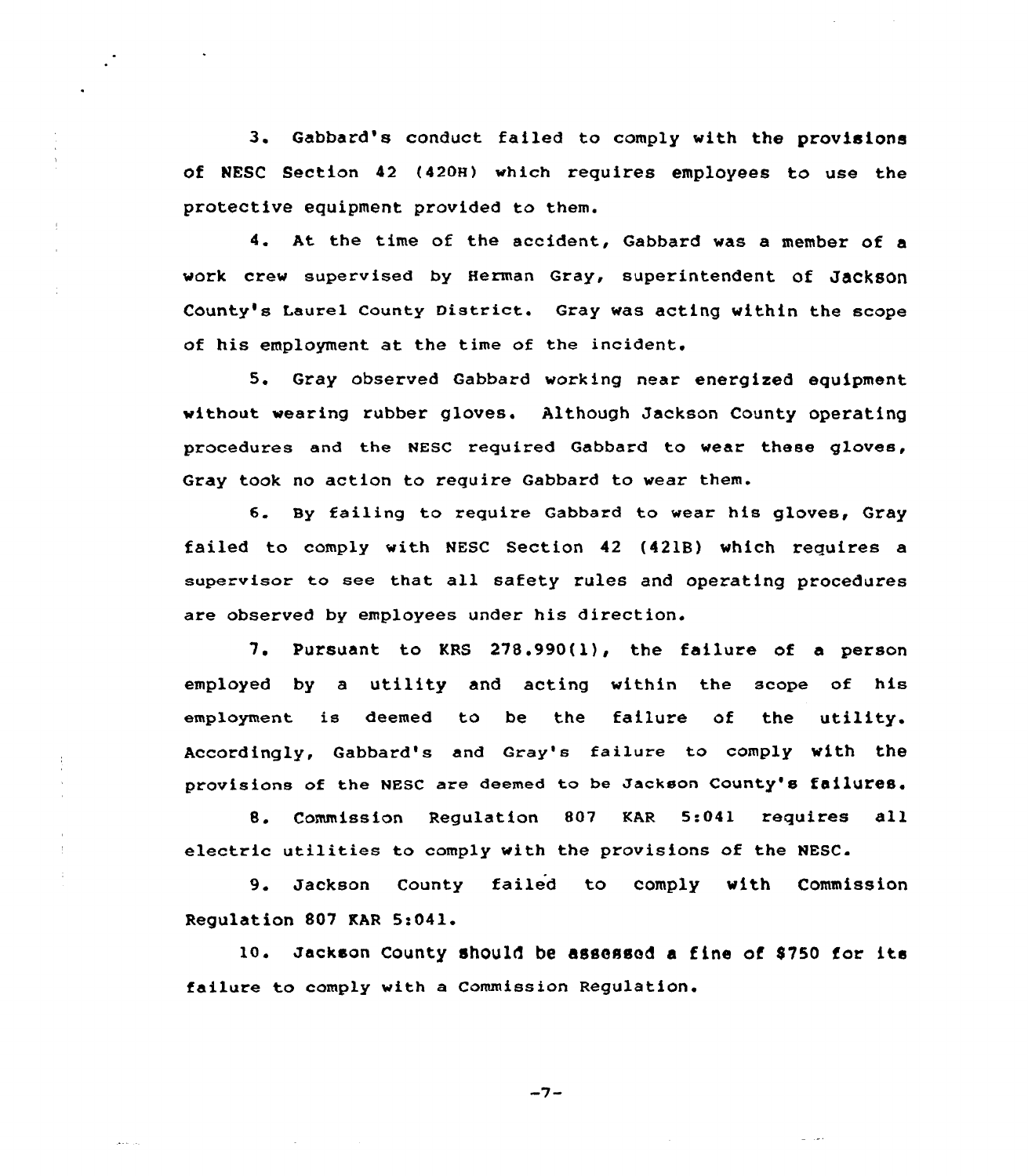3. Gabbard's conduct failed to comply with the provisions of NESC Section 42 (420H) which requires employees to use the protective equipment provided to them.

4. At the time of the accident, Gabbard was a member of a work crew supervised by Herman Gray, superintendent of Jackson County's Laurel County District. Gray was acting within the scope of his employment at the time of the incident.

5. Gray observed Gabbard working near energized equipment without wearing rubber gloves. Although Jackson County operating procedures and the NESC required Gabbard to wear these gloves, Gray took no action to require Gabbard to wear them.

6. By failing to require Gabbard to wear his gloves, Gray failed to comply with NESC Section 42 (421B) which requires a supervisor to see that all safety rules and operating procedures are observed by employees under his direction.

7. Pursuant to KRS 278.990(1), the failure of a person employed by a utility and acting within the scope of his employment is deemed to be the failure of the utility. Accordingly, Gabbard's and Gray's failure to comply with the provisions of the NESC are deemed to be Jackson County's failures.

8. Commission Regulation 807 KAR 5:041 requires all electric utilities to comply with the provisions of the NESC.

9. Jackson County failed to comply with Commission Regulation 807 KAR 5:041.

10. Jackson County should be assessed a fine of $750 for its failure to comply with a Commission Regulation.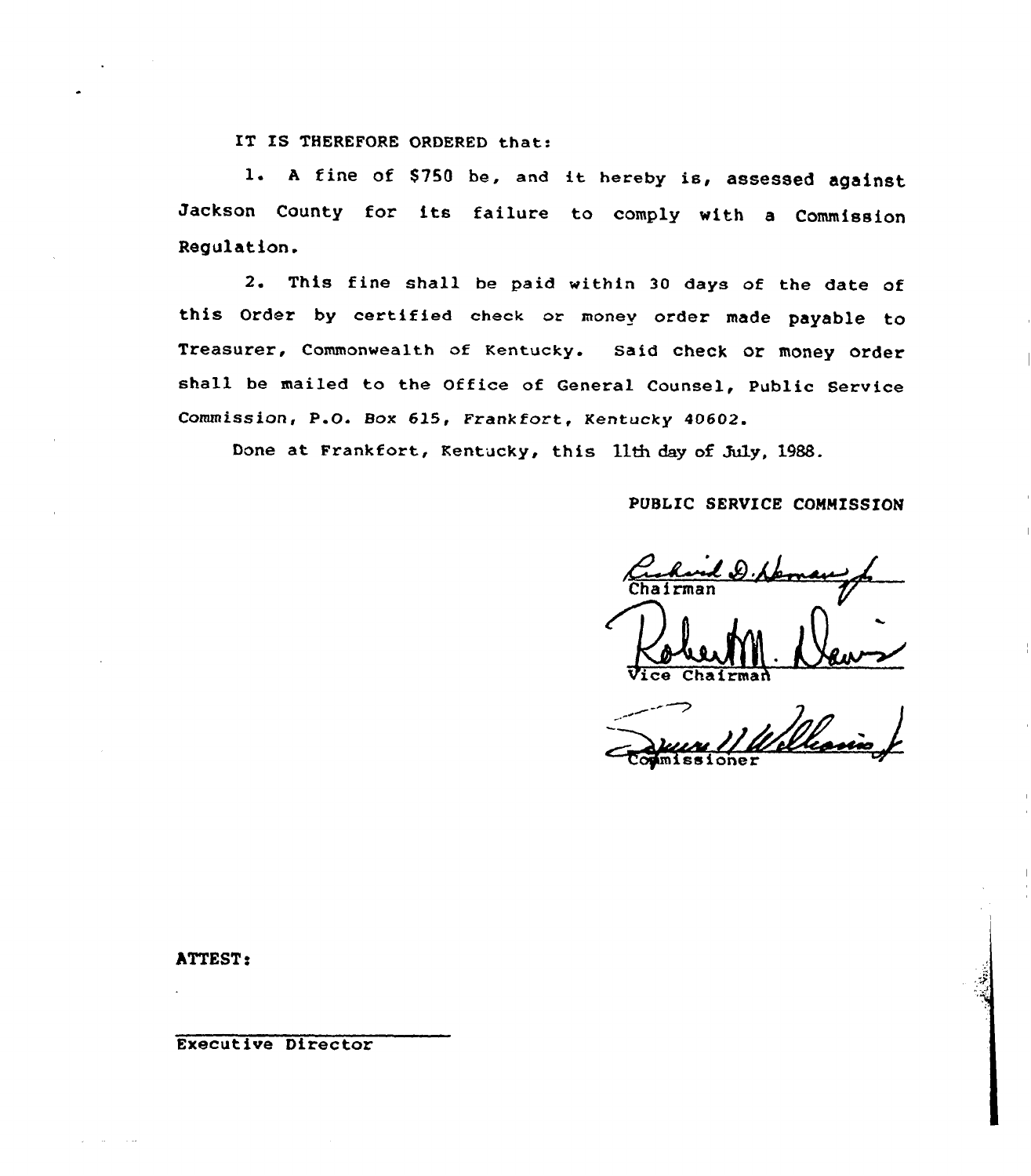IT IS THEREFORE ORDERED that:

1. A fine of $750 be, and it hereby is, assessed against Jackson County for its failure to comply with a Commission Regulation.

2. This fine shall be paid within 30 days of the date of this Order by certified check or money order made payable to Treasurer, Commonwealth of Kentucky. Said check or money order shall be mailed to the Office of General Counsel, Public Service Commission, P.O. Box 615, Frankfort, Kentucky 40602.

Done at Frankfort, Kentucky, this 11th day of July, 1988.

PUBLIC SERVICE COMMISSION

Chairman

Vice Chairman

Commissioner

ATTEST:

Executive Director